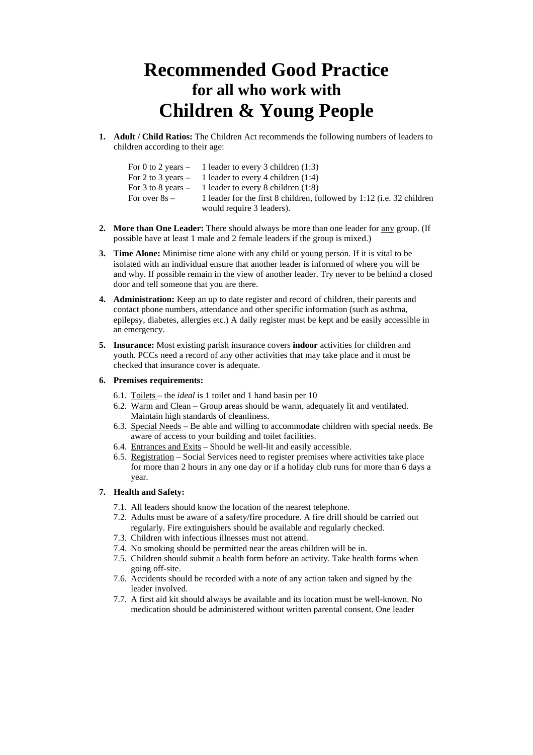# Recommended Good Practice
## for all who work with
# Children & Young People

1. **Adult / Child Ratios:** The Children Act recommends the following numbers of leaders to children according to their age:

   | | |
   |---|---|
   | For 0 to 2 years – | 1 leader to every 3 children (1:3) |
   | For 2 to 3 years – | 1 leader to every 4 children (1:4) |
   | For 3 to 8 years – | 1 leader to every 8 children (1:8) |
   | For over 8s – | 1 leader for the first 8 children, followed by 1:12 (i.e. 32 children would require 3 leaders). |

2. **More than One Leader:** There should always be more than one leader for <u>any</u> group. (If possible have at least 1 male and 2 female leaders if the group is mixed.)

3. **Time Alone:** Minimise time alone with any child or young person. If it is vital to be isolated with an individual ensure that another leader is informed of where you will be and why. If possible remain in the view of another leader. Try never to be behind a closed door and tell someone that you are there.

4. **Administration:** Keep an up to date register and record of children, their parents and contact phone numbers, attendance and other specific information (such as asthma, epilepsy, diabetes, allergies etc.) A daily register must be kept and be easily accessible in an emergency.

5. **Insurance:** Most existing parish insurance covers **indoor** activities for children and youth. PCCs need a record of any other activities that may take place and it must be checked that insurance cover is adequate.

6. **Premises requirements:**

   6.1. <u>Toilets</u> – the *ideal* is 1 toilet and 1 hand basin per 10
   6.2. <u>Warm and Clean</u> – Group areas should be warm, adequately lit and ventilated. Maintain high standards of cleanliness.
   6.3. <u>Special Needs</u> – Be able and willing to accommodate children with special needs. Be aware of access to your building and toilet facilities.
   6.4. <u>Entrances and Exits</u> – Should be well-lit and easily accessible.
   6.5. <u>Registration</u> – Social Services need to register premises where activities take place for more than 2 hours in any one day or if a holiday club runs for more than 6 days a year.

7. **Health and Safety:**

   7.1. All leaders should know the location of the nearest telephone.
   7.2. Adults must be aware of a safety/fire procedure. A fire drill should be carried out regularly. Fire extinguishers should be available and regularly checked.
   7.3. Children with infectious illnesses must not attend.
   7.4. No smoking should be permitted near the areas children will be in.
   7.5. Children should submit a health form before an activity. Take health forms when going off-site.
   7.6. Accidents should be recorded with a note of any action taken and signed by the leader involved.
   7.7. A first aid kit should always be available and its location must be well-known. No medication should be administered without written parental consent. One leader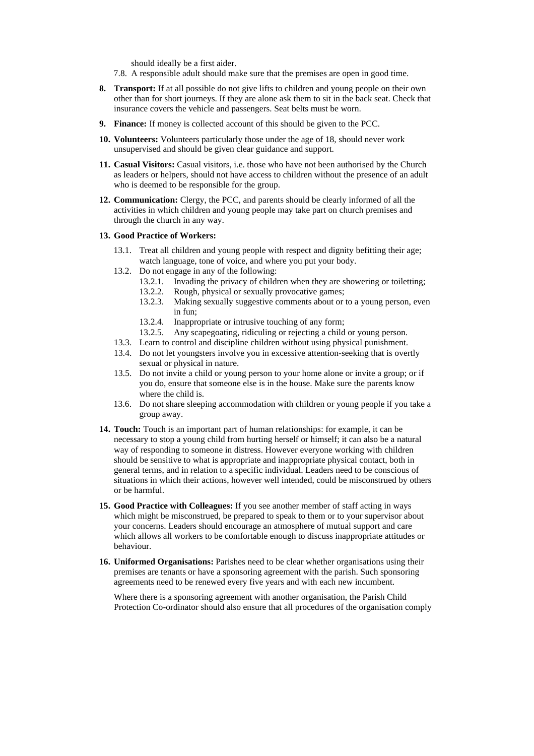should ideally be a first aider.

7.8. A responsible adult should make sure that the premises are open in good time.

8. **Transport:** If at all possible do not give lifts to children and young people on their own other than for short journeys. If they are alone ask them to sit in the back seat. Check that insurance covers the vehicle and passengers. Seat belts must be worn.

9. **Finance:** If money is collected account of this should be given to the PCC.

10. **Volunteers:** Volunteers particularly those under the age of 18, should never work unsupervised and should be given clear guidance and support.

11. **Casual Visitors:** Casual visitors, i.e. those who have not been authorised by the Church as leaders or helpers, should not have access to children without the presence of an adult who is deemed to be responsible for the group.

12. **Communication:** Clergy, the PCC, and parents should be clearly informed of all the activities in which children and young people may take part on church premises and through the church in any way.

13. **Good Practice of Workers:**

    13.1. Treat all children and young people with respect and dignity befitting their age; watch language, tone of voice, and where you put your body.

    13.2. Do not engage in any of the following:

    - 13.2.1. Invading the privacy of children when they are showering or toiletting;
    - 13.2.2. Rough, physical or sexually provocative games;
    - 13.2.3. Making sexually suggestive comments about or to a young person, even in fun;
    - 13.2.4. Inappropriate or intrusive touching of any form;
    - 13.2.5. Any scapegoating, ridiculing or rejecting a child or young person.

    13.3. Learn to control and discipline children without using physical punishment.

    13.4. Do not let youngsters involve you in excessive attention-seeking that is overtly sexual or physical in nature.

    13.5. Do not invite a child or young person to your home alone or invite a group; or if you do, ensure that someone else is in the house. Make sure the parents know where the child is.

    13.6. Do not share sleeping accommodation with children or young people if you take a group away.

14. **Touch:** Touch is an important part of human relationships: for example, it can be necessary to stop a young child from hurting herself or himself; it can also be a natural way of responding to someone in distress. However everyone working with children should be sensitive to what is appropriate and inappropriate physical contact, both in general terms, and in relation to a specific individual. Leaders need to be conscious of situations in which their actions, however well intended, could be misconstrued by others or be harmful.

15. **Good Practice with Colleagues:** If you see another member of staff acting in ways which might be misconstrued, be prepared to speak to them or to your supervisor about your concerns. Leaders should encourage an atmosphere of mutual support and care which allows all workers to be comfortable enough to discuss inappropriate attitudes or behaviour.

16. **Uniformed Organisations:** Parishes need to be clear whether organisations using their premises are tenants or have a sponsoring agreement with the parish. Such sponsoring agreements need to be renewed every five years and with each new incumbent.

    Where there is a sponsoring agreement with another organisation, the Parish Child Protection Co-ordinator should also ensure that all procedures of the organisation comply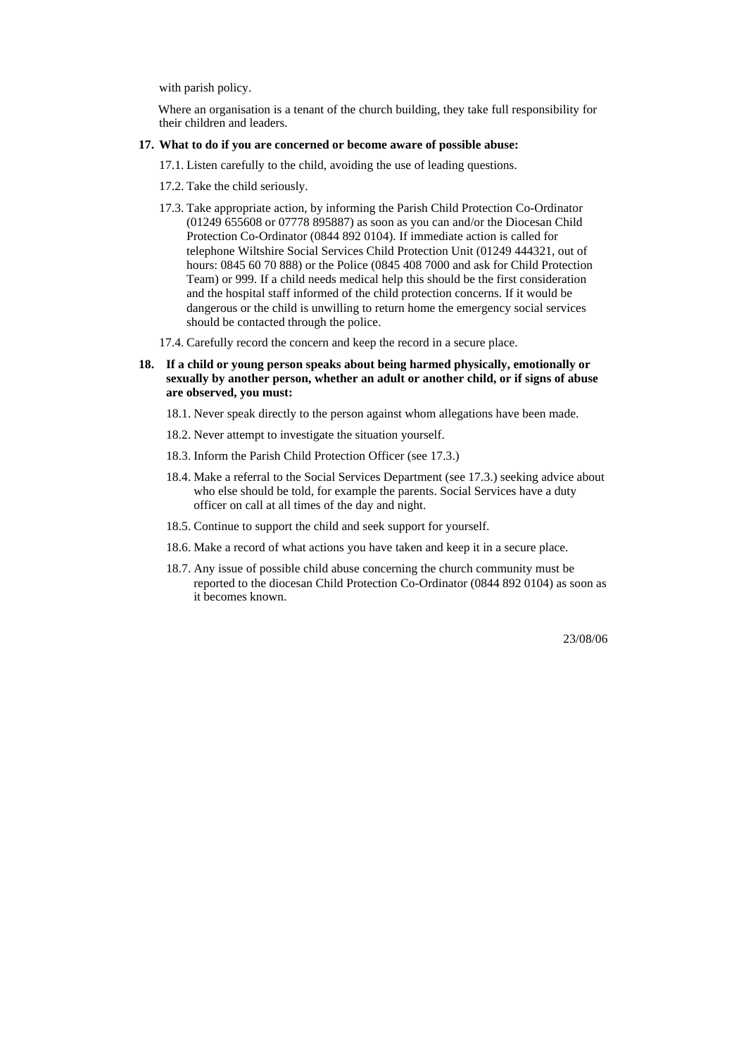with parish policy.

Where an organisation is a tenant of the church building, they take full responsibility for their children and leaders.

**17. What to do if you are concerned or become aware of possible abuse:**

17.1. Listen carefully to the child, avoiding the use of leading questions.

17.2. Take the child seriously.

17.3. Take appropriate action, by informing the Parish Child Protection Co-Ordinator (01249 655608 or 07778 895887) as soon as you can and/or the Diocesan Child Protection Co-Ordinator (0844 892 0104). If immediate action is called for telephone Wiltshire Social Services Child Protection Unit (01249 444321, out of hours: 0845 60 70 888) or the Police (0845 408 7000 and ask for Child Protection Team) or 999. If a child needs medical help this should be the first consideration and the hospital staff informed of the child protection concerns. If it would be dangerous or the child is unwilling to return home the emergency social services should be contacted through the police.

17.4. Carefully record the concern and keep the record in a secure place.

**18. If a child or young person speaks about being harmed physically, emotionally or sexually by another person, whether an adult or another child, or if signs of abuse are observed, you must:**

18.1. Never speak directly to the person against whom allegations have been made.

18.2. Never attempt to investigate the situation yourself.

18.3. Inform the Parish Child Protection Officer (see 17.3.)

18.4. Make a referral to the Social Services Department (see 17.3.) seeking advice about who else should be told, for example the parents. Social Services have a duty officer on call at all times of the day and night.

18.5. Continue to support the child and seek support for yourself.

18.6. Make a record of what actions you have taken and keep it in a secure place.

18.7. Any issue of possible child abuse concerning the church community must be reported to the diocesan Child Protection Co-Ordinator (0844 892 0104) as soon as it becomes known.

23/08/06